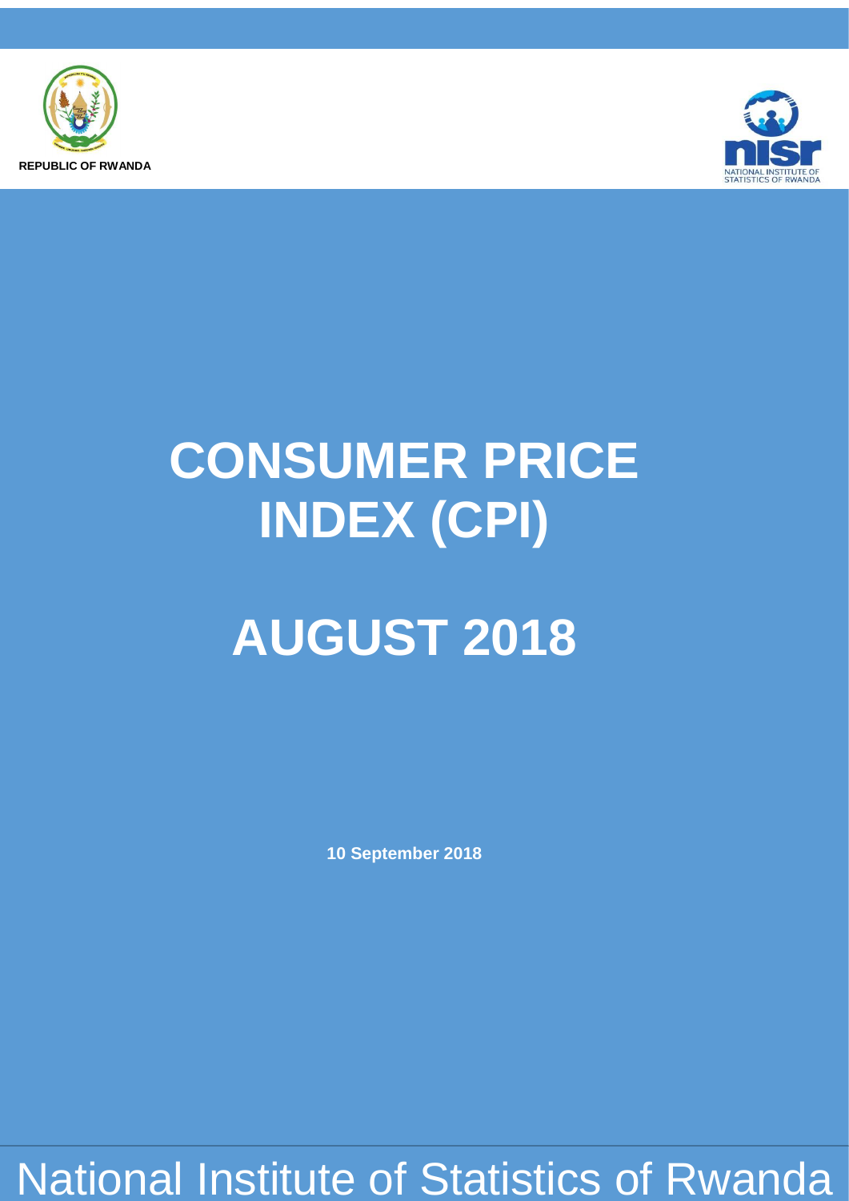REPUBLIC OF RWANDA

NATIONAL INSTITUTE OF STATISTICS OF RWANDA

# CONSUMER PRICE INDEX (CPI)

# AUGUST 2018

**10 September 2018**

National Institute of Statistics of Rwanda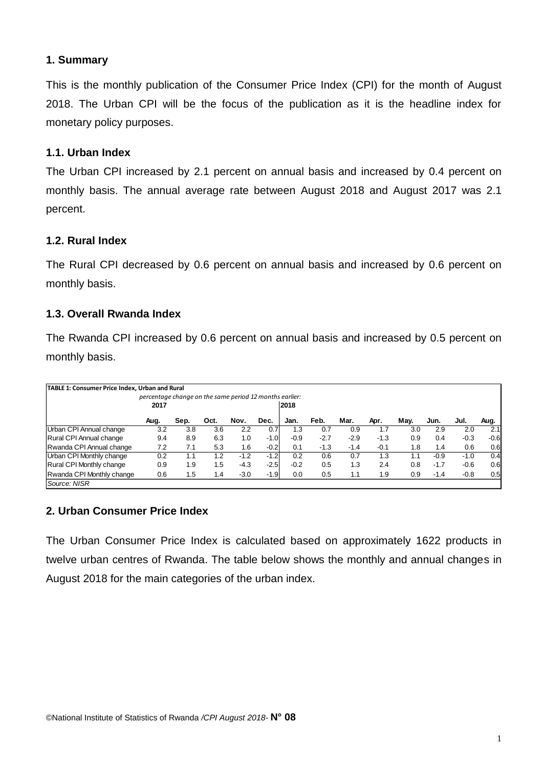## 1. Summary

This is the monthly publication of the Consumer Price Index (CPI) for the month of August 2018. The Urban CPI will be the focus of the publication as it is the headline index for monetary policy purposes.

### 1.1. Urban Index

The Urban CPI increased by 2.1 percent on annual basis and increased by 0.4 percent on monthly basis. The annual average rate between August 2018 and August 2017 was 2.1 percent.

### 1.2. Rural Index

The Rural CPI decreased by 0.6 percent on annual basis and increased by 0.6 percent on monthly basis.

### 1.3. Overall Rwanda Index

The Rwanda CPI increased by 0.6 percent on annual basis and increased by 0.5 percent on monthly basis.

**TABLE 1: Consumer Price Index, Urban and Rural**

*percentage change on the same period 12 months earlier:*

| | 2017 | | | | | 2018 | | | | | | | |
|---|---|---|---|---|---|---|---|---|---|---|---|---|---|
| | Aug. | Sep. | Oct. | Nov. | Dec. | Jan. | Feb. | Mar. | Apr. | May. | Jun. | Jul. | Aug. |
| Urban CPI Annual change | 3.2 | 3.8 | 3.6 | 2.2 | 0.7 | 1.3 | 0.7 | 0.9 | 1.7 | 3.0 | 2.9 | 2.0 | 2.1 |
| Rural CPI Annual change | 9.4 | 8.9 | 6.3 | 1.0 | -1.0 | -0.9 | -2.7 | -2.9 | -1.3 | 0.9 | 0.4 | -0.3 | -0.6 |
| Rwanda CPI Annual change | 7.2 | 7.1 | 5.3 | 1.6 | -0.2 | 0.1 | -1.3 | -1.4 | -0.1 | 1.8 | 1.4 | 0.6 | 0.6 |
| Urban CPI Monthly change | 0.2 | 1.1 | 1.2 | -1.2 | -1.2 | 0.2 | 0.6 | 0.7 | 1.3 | 1.1 | -0.9 | -1.0 | 0.4 |
| Rural CPI Monthly change | 0.9 | 1.9 | 1.5 | -4.3 | -2.5 | -0.2 | 0.5 | 1.3 | 2.4 | 0.8 | -1.7 | -0.6 | 0.6 |
| Rwanda CPI Monthly change | 0.6 | 1.5 | 1.4 | -3.0 | -1.9 | 0.0 | 0.5 | 1.1 | 1.9 | 0.9 | -1.4 | -0.8 | 0.5 |

*Source: NISR*

## 2. Urban Consumer Price Index

The Urban Consumer Price Index is calculated based on approximately 1622 products in twelve urban centres of Rwanda. The table below shows the monthly and annual changes in August 2018 for the main categories of the urban index.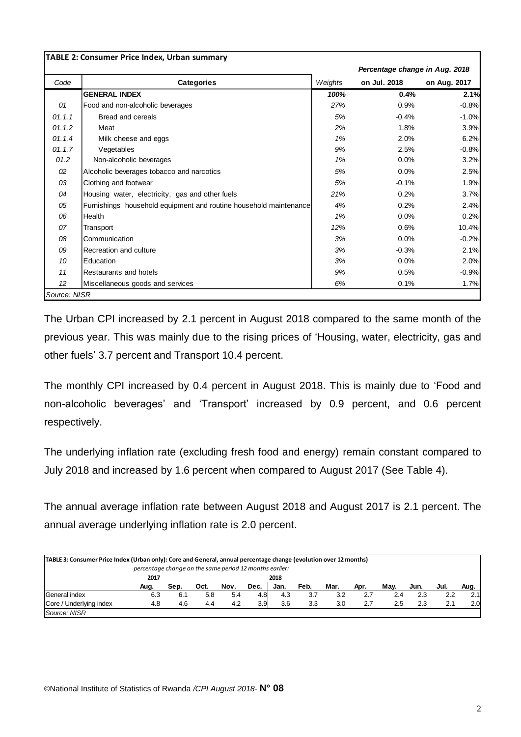**TABLE 2: Consumer Price Index, Urban summary**

| Code | Categories | Weights | Percentage change in Aug. 2018 on Jul. 2018 | Percentage change in Aug. 2018 on Aug. 2017 |
|---|---|---|---|---|
| | **GENERAL INDEX** | ***100%*** | **0.4%** | **2.1%** |
| *01* | Food and non-alcoholic beverages | *27%* | 0.9% | -0.8% |
| *01.1.1* | Bread and cereals | *5%* | -0.4% | -1.0% |
| *01.1.2* | Meat | *2%* | 1.8% | 3.9% |
| *01.1.4* | Milk cheese and eggs | *1%* | 2.0% | 6.2% |
| *01.1.7* | Vegetables | *9%* | 2.5% | -0.8% |
| *01.2* | Non-alcoholic beverages | *1%* | 0.0% | 3.2% |
| *02* | Alcoholic beverages tobacco and narcotics | *5%* | 0.0% | 2.5% |
| *03* | Clothing and footwear | *5%* | -0.1% | 1.9% |
| *04* | Housing water, electricity, gas and other fuels | *21%* | 0.2% | 3.7% |
| *05* | Furnishings household equipment and routine household maintenance | *4%* | 0.2% | 2.4% |
| *06* | Health | *1%* | 0.0% | 0.2% |
| *07* | Transport | *12%* | 0.6% | 10.4% |
| *08* | Communication | *3%* | 0.0% | -0.2% |
| *09* | Recreation and culture | *3%* | -0.3% | 2.1% |
| *10* | Education | *3%* | 0.0% | 2.0% |
| *11* | Restaurants and hotels | *9%* | 0.5% | -0.9% |
| *12* | Miscellaneous goods and services | *6%* | 0.1% | 1.7% |

*Source: NISR*

The Urban CPI increased by 2.1 percent in August 2018 compared to the same month of the previous year. This was mainly due to the rising prices of 'Housing, water, electricity, gas and other fuels' 3.7 percent and Transport 10.4 percent.

The monthly CPI increased by 0.4 percent in August 2018. This is mainly due to 'Food and non-alcoholic beverages' and 'Transport' increased by 0.9 percent, and 0.6 percent respectively.

The underlying inflation rate (excluding fresh food and energy) remain constant compared to July 2018 and increased by 1.6 percent when compared to August 2017 (See Table 4).

The annual average inflation rate between August 2018 and August 2017 is 2.1 percent. The annual average underlying inflation rate is 2.0 percent.

**TABLE 3: Consumer Price Index (Urban only): Core and General, annual percentage change (evolution over 12 months)**

*percentage change on the same period 12 months earlier:*

| | 2017 | | | | | 2018 | | | | | | | |
|---|---|---|---|---|---|---|---|---|---|---|---|---|---|
| | Aug. | Sep. | Oct. | Nov. | Dec. | Jan. | Feb. | Mar. | Apr. | May. | Jun. | Jul. | Aug. |
| General index | 6.3 | 6.1 | 5.8 | 5.4 | 4.8 | 4.3 | 3.7 | 3.2 | 2.7 | 2.4 | 2.3 | 2.2 | 2.1 |
| Core / Underlying index | 4.8 | 4.6 | 4.4 | 4.2 | 3.9 | 3.6 | 3.3 | 3.0 | 2.7 | 2.5 | 2.3 | 2.1 | 2.0 |

*Source: NISR*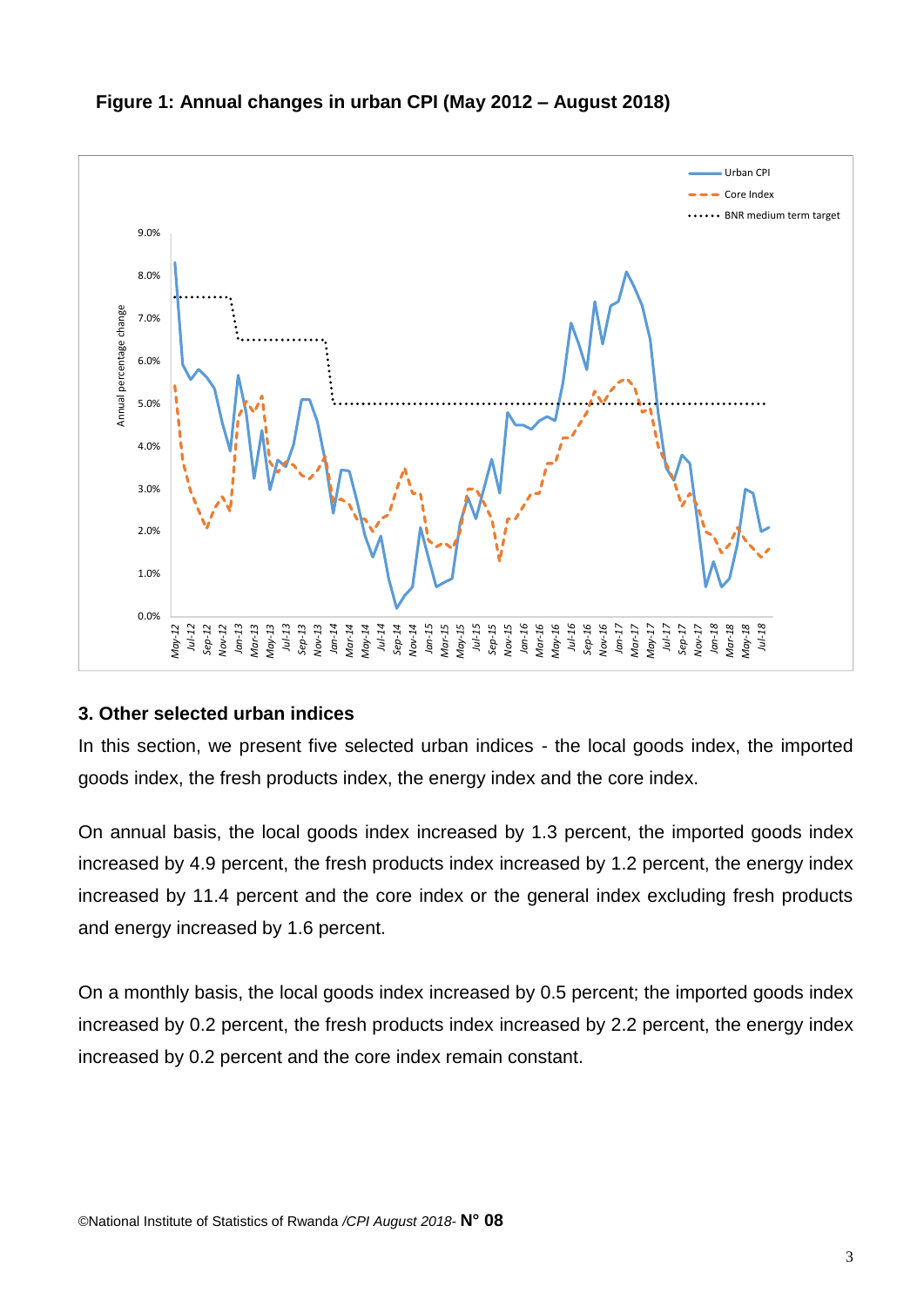**Figure 1: Annual changes in urban CPI (May 2012 – August 2018)**

## 3. Other selected urban indices

In this section, we present five selected urban indices - the local goods index, the imported goods index, the fresh products index, the energy index and the core index.

On annual basis, the local goods index increased by 1.3 percent, the imported goods index increased by 4.9 percent, the fresh products index increased by 1.2 percent, the energy index increased by 11.4 percent and the core index or the general index excluding fresh products and energy increased by 1.6 percent.

On a monthly basis, the local goods index increased by 0.5 percent; the imported goods index increased by 0.2 percent, the fresh products index increased by 2.2 percent, the energy index increased by 0.2 percent and the core index remain constant.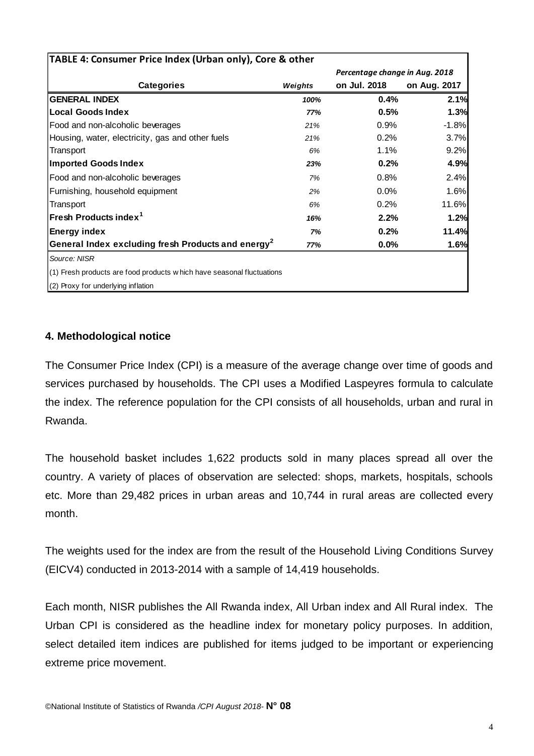| TABLE 4: Consumer Price Index (Urban only), Core & other | | | |
|---|---|---|---|
| | | *Percentage change in Aug. 2018* | |
| **Categories** | ***Weights*** | **on Jul. 2018** | **on Aug. 2017** |
| **GENERAL INDEX** | ***100%*** | **0.4%** | **2.1%** |
| **Local Goods Index** | ***77%*** | **0.5%** | **1.3%** |
| Food and non-alcoholic beverages | *21%* | 0.9% | -1.8% |
| Housing, water, electricity, gas and other fuels | *21%* | 0.2% | 3.7% |
| Transport | *6%* | 1.1% | 9.2% |
| **Imported Goods Index** | ***23%*** | **0.2%** | **4.9%** |
| Food and non-alcoholic beverages | *7%* | 0.8% | 2.4% |
| Furnishing, household equipment | *2%* | 0.0% | 1.6% |
| Transport | *6%* | 0.2% | 11.6% |
| **Fresh Products index[1]** | ***16%*** | **2.2%** | **1.2%** |
| **Energy index** | ***7%*** | **0.2%** | **11.4%** |
| **General Index excluding fresh Products and energy[2]** | ***77%*** | **0.0%** | **1.6%** |

*Source: NISR*

(1) Fresh products are food products which have seasonal fluctuations

(2) Proxy for underlying inflation

### 4. Methodological notice

The Consumer Price Index (CPI) is a measure of the average change over time of goods and services purchased by households. The CPI uses a Modified Laspeyres formula to calculate the index. The reference population for the CPI consists of all households, urban and rural in Rwanda.

The household basket includes 1,622 products sold in many places spread all over the country. A variety of places of observation are selected: shops, markets, hospitals, schools etc. More than 29,482 prices in urban areas and 10,744 in rural areas are collected every month.

The weights used for the index are from the result of the Household Living Conditions Survey (EICV4) conducted in 2013-2014 with a sample of 14,419 households.

Each month, NISR publishes the All Rwanda index, All Urban index and All Rural index. The Urban CPI is considered as the headline index for monetary policy purposes. In addition, select detailed item indices are published for items judged to be important or experiencing extreme price movement.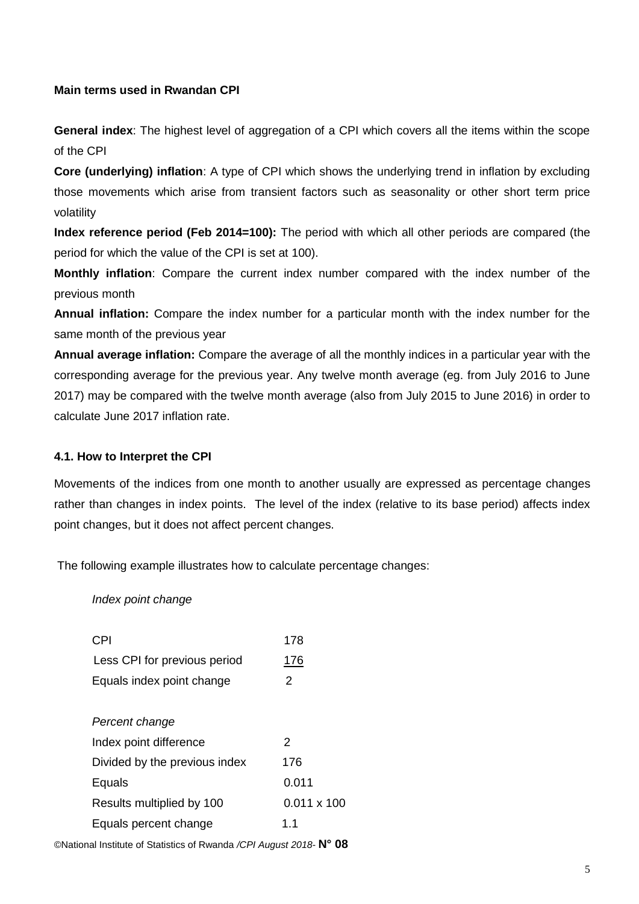**Main terms used in Rwandan CPI**

**General index**: The highest level of aggregation of a CPI which covers all the items within the scope of the CPI

**Core (underlying) inflation**: A type of CPI which shows the underlying trend in inflation by excluding those movements which arise from transient factors such as seasonality or other short term price volatility

**Index reference period (Feb 2014=100):** The period with which all other periods are compared (the period for which the value of the CPI is set at 100).

**Monthly inflation**: Compare the current index number compared with the index number of the previous month

**Annual inflation:** Compare the index number for a particular month with the index number for the same month of the previous year

**Annual average inflation:** Compare the average of all the monthly indices in a particular year with the corresponding average for the previous year. Any twelve month average (eg. from July 2016 to June 2017) may be compared with the twelve month average (also from July 2015 to June 2016) in order to calculate June 2017 inflation rate.

### 4.1. How to Interpret the CPI

Movements of the indices from one month to another usually are expressed as percentage changes rather than changes in index points. The level of the index (relative to its base period) affects index point changes, but it does not affect percent changes.

The following example illustrates how to calculate percentage changes:

*Index point change*

| | |
|---|---|
| CPI | 178 |
| Less CPI for previous period | <u>176</u> |
| Equals index point change | 2 |

*Percent change*

| | |
|---|---|
| Index point difference | 2 |
| Divided by the previous index | 176 |
| Equals | 0.011 |
| Results multiplied by 100 | 0.011 x 100 |
| Equals percent change | 1.1 |

©National Institute of Statistics of Rwanda */CPI August 2018-* **N° 08**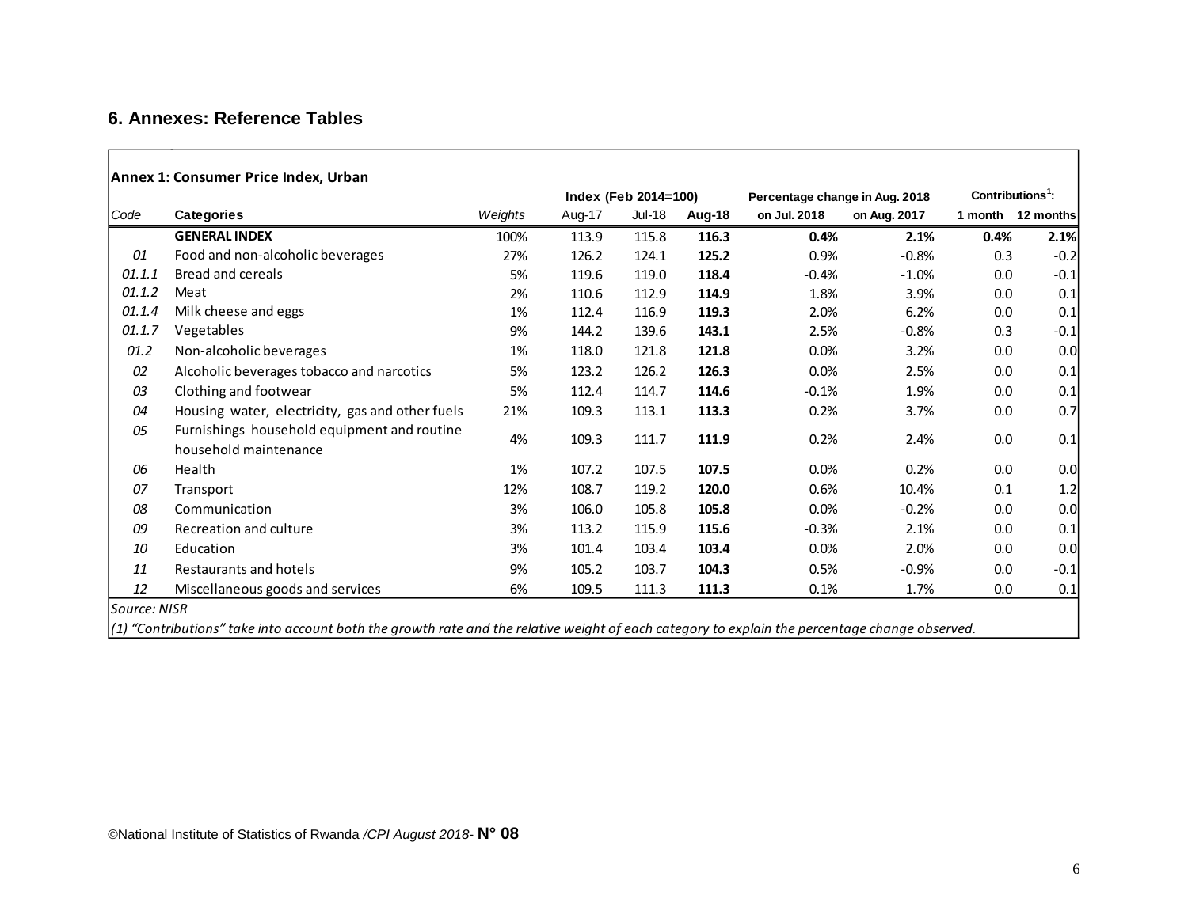## 6. Annexes: Reference Tables

**Annex 1: Consumer Price Index, Urban**

| Code | Categories | Weights | Index (Feb 2014=100) | | | Percentage change in Aug. 2018 | | Contributions[1]: | |
|---|---|---|---|---|---|---|---|---|---|
| | | | Aug-17 | Jul-18 | Aug-18 | on Jul. 2018 | on Aug. 2017 | 1 month | 12 months |
| | **GENERAL INDEX** | 100% | 113.9 | 115.8 | **116.3** | **0.4%** | **2.1%** | **0.4%** | **2.1%** |
| *01* | Food and non-alcoholic beverages | 27% | 126.2 | 124.1 | **125.2** | 0.9% | -0.8% | 0.3 | -0.2 |
| *01.1.1* | Bread and cereals | 5% | 119.6 | 119.0 | **118.4** | -0.4% | -1.0% | 0.0 | -0.1 |
| *01.1.2* | Meat | 2% | 110.6 | 112.9 | **114.9** | 1.8% | 3.9% | 0.0 | 0.1 |
| *01.1.4* | Milk cheese and eggs | 1% | 112.4 | 116.9 | **119.3** | 2.0% | 6.2% | 0.0 | 0.1 |
| *01.1.7* | Vegetables | 9% | 144.2 | 139.6 | **143.1** | 2.5% | -0.8% | 0.3 | -0.1 |
| *01.2* | Non-alcoholic beverages | 1% | 118.0 | 121.8 | **121.8** | 0.0% | 3.2% | 0.0 | 0.0 |
| *02* | Alcoholic beverages tobacco and narcotics | 5% | 123.2 | 126.2 | **126.3** | 0.0% | 2.5% | 0.0 | 0.1 |
| *03* | Clothing and footwear | 5% | 112.4 | 114.7 | **114.6** | -0.1% | 1.9% | 0.0 | 0.1 |
| *04* | Housing water, electricity, gas and other fuels | 21% | 109.3 | 113.1 | **113.3** | 0.2% | 3.7% | 0.0 | 0.7 |
| *05* | Furnishings household equipment and routine household maintenance | 4% | 109.3 | 111.7 | **111.9** | 0.2% | 2.4% | 0.0 | 0.1 |
| *06* | Health | 1% | 107.2 | 107.5 | **107.5** | 0.0% | 0.2% | 0.0 | 0.0 |
| *07* | Transport | 12% | 108.7 | 119.2 | **120.0** | 0.6% | 10.4% | 0.1 | 1.2 |
| *08* | Communication | 3% | 106.0 | 105.8 | **105.8** | 0.0% | -0.2% | 0.0 | 0.0 |
| *09* | Recreation and culture | 3% | 113.2 | 115.9 | **115.6** | -0.3% | 2.1% | 0.0 | 0.1 |
| *10* | Education | 3% | 101.4 | 103.4 | **103.4** | 0.0% | 2.0% | 0.0 | 0.0 |
| *11* | Restaurants and hotels | 9% | 105.2 | 103.7 | **104.3** | 0.5% | -0.9% | 0.0 | -0.1 |
| *12* | Miscellaneous goods and services | 6% | 109.5 | 111.3 | **111.3** | 0.1% | 1.7% | 0.0 | 0.1 |

*Source: NISR*

*(1) "Contributions" take into account both the growth rate and the relative weight of each category to explain the percentage change observed.*

©National Institute of Statistics of Rwanda */CPI August 2018-* **N° 08**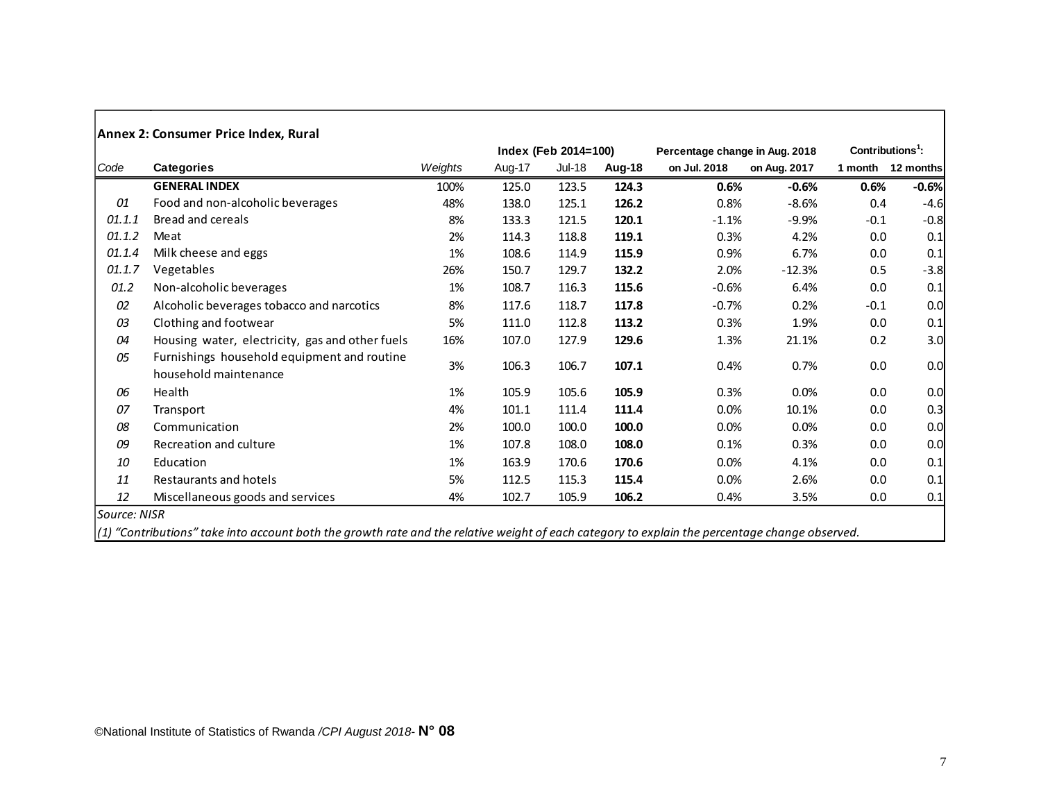**Annex 2: Consumer Price Index, Rural**

| Code | Categories | Weights | Index (Feb 2014=100) | | | Percentage change in Aug. 2018 | | Contributions[1]: | |
|---|---|---|---|---|---|---|---|---|---|
| | | | Aug-17 | Jul-18 | Aug-18 | on Jul. 2018 | on Aug. 2017 | 1 month | 12 months |
| | **GENERAL INDEX** | 100% | 125.0 | 123.5 | **124.3** | **0.6%** | **-0.6%** | **0.6%** | **-0.6%** |
| *01* | Food and non-alcoholic beverages | 48% | 138.0 | 125.1 | **126.2** | 0.8% | -8.6% | 0.4 | -4.6 |
| *01.1.1* | Bread and cereals | 8% | 133.3 | 121.5 | **120.1** | -1.1% | -9.9% | -0.1 | -0.8 |
| *01.1.2* | Meat | 2% | 114.3 | 118.8 | **119.1** | 0.3% | 4.2% | 0.0 | 0.1 |
| *01.1.4* | Milk cheese and eggs | 1% | 108.6 | 114.9 | **115.9** | 0.9% | 6.7% | 0.0 | 0.1 |
| *01.1.7* | Vegetables | 26% | 150.7 | 129.7 | **132.2** | 2.0% | -12.3% | 0.5 | -3.8 |
| *01.2* | Non-alcoholic beverages | 1% | 108.7 | 116.3 | **115.6** | -0.6% | 6.4% | 0.0 | 0.1 |
| *02* | Alcoholic beverages tobacco and narcotics | 8% | 117.6 | 118.7 | **117.8** | -0.7% | 0.2% | -0.1 | 0.0 |
| *03* | Clothing and footwear | 5% | 111.0 | 112.8 | **113.2** | 0.3% | 1.9% | 0.0 | 0.1 |
| *04* | Housing water, electricity, gas and other fuels | 16% | 107.0 | 127.9 | **129.6** | 1.3% | 21.1% | 0.2 | 3.0 |
| *05* | Furnishings household equipment and routine household maintenance | 3% | 106.3 | 106.7 | **107.1** | 0.4% | 0.7% | 0.0 | 0.0 |
| *06* | Health | 1% | 105.9 | 105.6 | **105.9** | 0.3% | 0.0% | 0.0 | 0.0 |
| *07* | Transport | 4% | 101.1 | 111.4 | **111.4** | 0.0% | 10.1% | 0.0 | 0.3 |
| *08* | Communication | 2% | 100.0 | 100.0 | **100.0** | 0.0% | 0.0% | 0.0 | 0.0 |
| *09* | Recreation and culture | 1% | 107.8 | 108.0 | **108.0** | 0.1% | 0.3% | 0.0 | 0.0 |
| *10* | Education | 1% | 163.9 | 170.6 | **170.6** | 0.0% | 4.1% | 0.0 | 0.1 |
| *11* | Restaurants and hotels | 5% | 112.5 | 115.3 | **115.4** | 0.0% | 2.6% | 0.0 | 0.1 |
| *12* | Miscellaneous goods and services | 4% | 102.7 | 105.9 | **106.2** | 0.4% | 3.5% | 0.0 | 0.1 |

*Source: NISR*

*(1) "Contributions" take into account both the growth rate and the relative weight of each category to explain the percentage change observed.*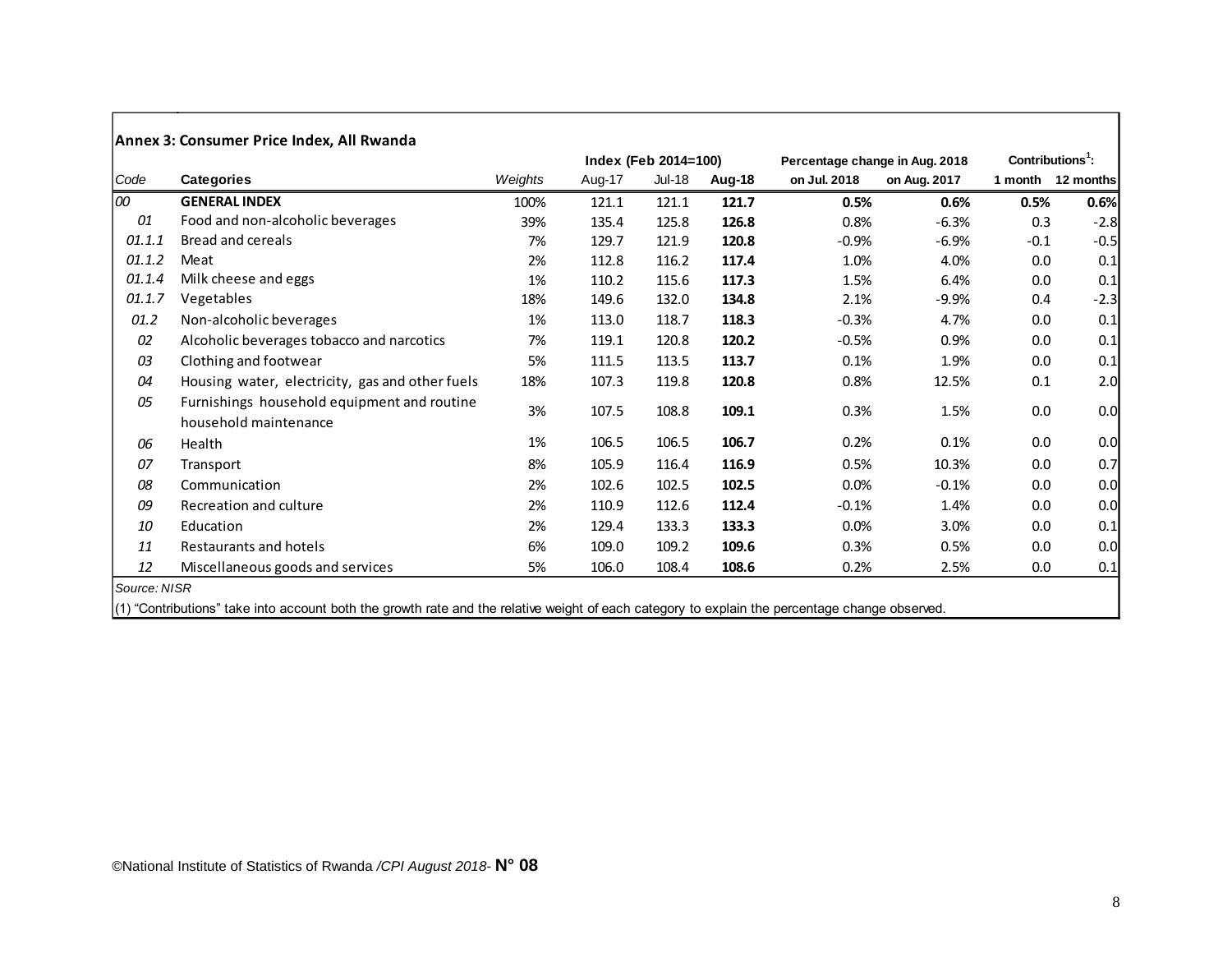## Annex 3: Consumer Price Index, All Rwanda

| Code | Categories | Weights | Index (Feb 2014=100) | | | Percentage change in Aug. 2018 | | Contributions[1]: | |
|---|---|---|---|---|---|---|---|---|---|
| | | | Aug-17 | Jul-18 | Aug-18 | on Jul. 2018 | on Aug. 2017 | 1 month | 12 months |
| 00 | **GENERAL INDEX** | 100% | 121.1 | 121.1 | **121.7** | **0.5%** | **0.6%** | **0.5%** | **0.6%** |
| 01 | Food and non-alcoholic beverages | 39% | 135.4 | 125.8 | **126.8** | 0.8% | -6.3% | 0.3 | -2.8 |
| 01.1.1 | Bread and cereals | 7% | 129.7 | 121.9 | **120.8** | -0.9% | -6.9% | -0.1 | -0.5 |
| 01.1.2 | Meat | 2% | 112.8 | 116.2 | **117.4** | 1.0% | 4.0% | 0.0 | 0.1 |
| 01.1.4 | Milk cheese and eggs | 1% | 110.2 | 115.6 | **117.3** | 1.5% | 6.4% | 0.0 | 0.1 |
| 01.1.7 | Vegetables | 18% | 149.6 | 132.0 | **134.8** | 2.1% | -9.9% | 0.4 | -2.3 |
| 01.2 | Non-alcoholic beverages | 1% | 113.0 | 118.7 | **118.3** | -0.3% | 4.7% | 0.0 | 0.1 |
| 02 | Alcoholic beverages tobacco and narcotics | 7% | 119.1 | 120.8 | **120.2** | -0.5% | 0.9% | 0.0 | 0.1 |
| 03 | Clothing and footwear | 5% | 111.5 | 113.5 | **113.7** | 0.1% | 1.9% | 0.0 | 0.1 |
| 04 | Housing water, electricity, gas and other fuels | 18% | 107.3 | 119.8 | **120.8** | 0.8% | 12.5% | 0.1 | 2.0 |
| 05 | Furnishings household equipment and routine household maintenance | 3% | 107.5 | 108.8 | **109.1** | 0.3% | 1.5% | 0.0 | 0.0 |
| 06 | Health | 1% | 106.5 | 106.5 | **106.7** | 0.2% | 0.1% | 0.0 | 0.0 |
| 07 | Transport | 8% | 105.9 | 116.4 | **116.9** | 0.5% | 10.3% | 0.0 | 0.7 |
| 08 | Communication | 2% | 102.6 | 102.5 | **102.5** | 0.0% | -0.1% | 0.0 | 0.0 |
| 09 | Recreation and culture | 2% | 110.9 | 112.6 | **112.4** | -0.1% | 1.4% | 0.0 | 0.0 |
| 10 | Education | 2% | 129.4 | 133.3 | **133.3** | 0.0% | 3.0% | 0.0 | 0.1 |
| 11 | Restaurants and hotels | 6% | 109.0 | 109.2 | **109.6** | 0.3% | 0.5% | 0.0 | 0.0 |
| 12 | Miscellaneous goods and services | 5% | 106.0 | 108.4 | **108.6** | 0.2% | 2.5% | 0.0 | 0.1 |

*Source: NISR*

(1) "Contributions" take into account both the growth rate and the relative weight of each category to explain the percentage change observed.

©National Institute of Statistics of Rwanda */CPI August 2018-* **N° 08**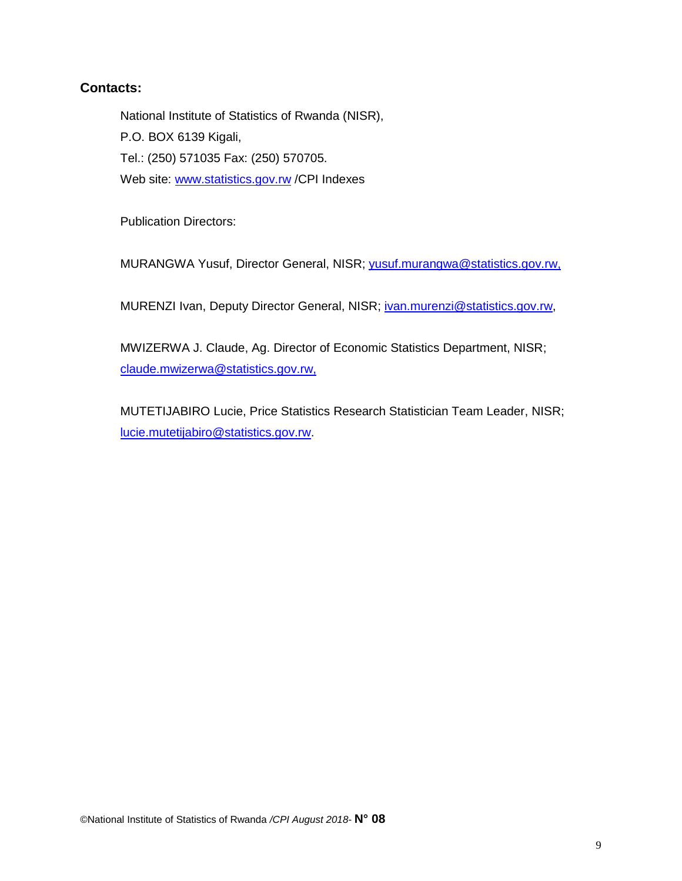**Contacts:**

National Institute of Statistics of Rwanda (NISR),

P.O. BOX 6139 Kigali,

Tel.: (250) 571035 Fax: (250) 570705.

Web site: www.statistics.gov.rw /CPI Indexes

Publication Directors:

MURANGWA Yusuf, Director General, NISR; yusuf.murangwa@statistics.gov.rw,

MURENZI Ivan, Deputy Director General, NISR; ivan.murenzi@statistics.gov.rw,

MWIZERWA J. Claude, Ag. Director of Economic Statistics Department, NISR; claude.mwizerwa@statistics.gov.rw,

MUTETIJABIRO Lucie, Price Statistics Research Statistician Team Leader, NISR; lucie.mutetijabiro@statistics.gov.rw.